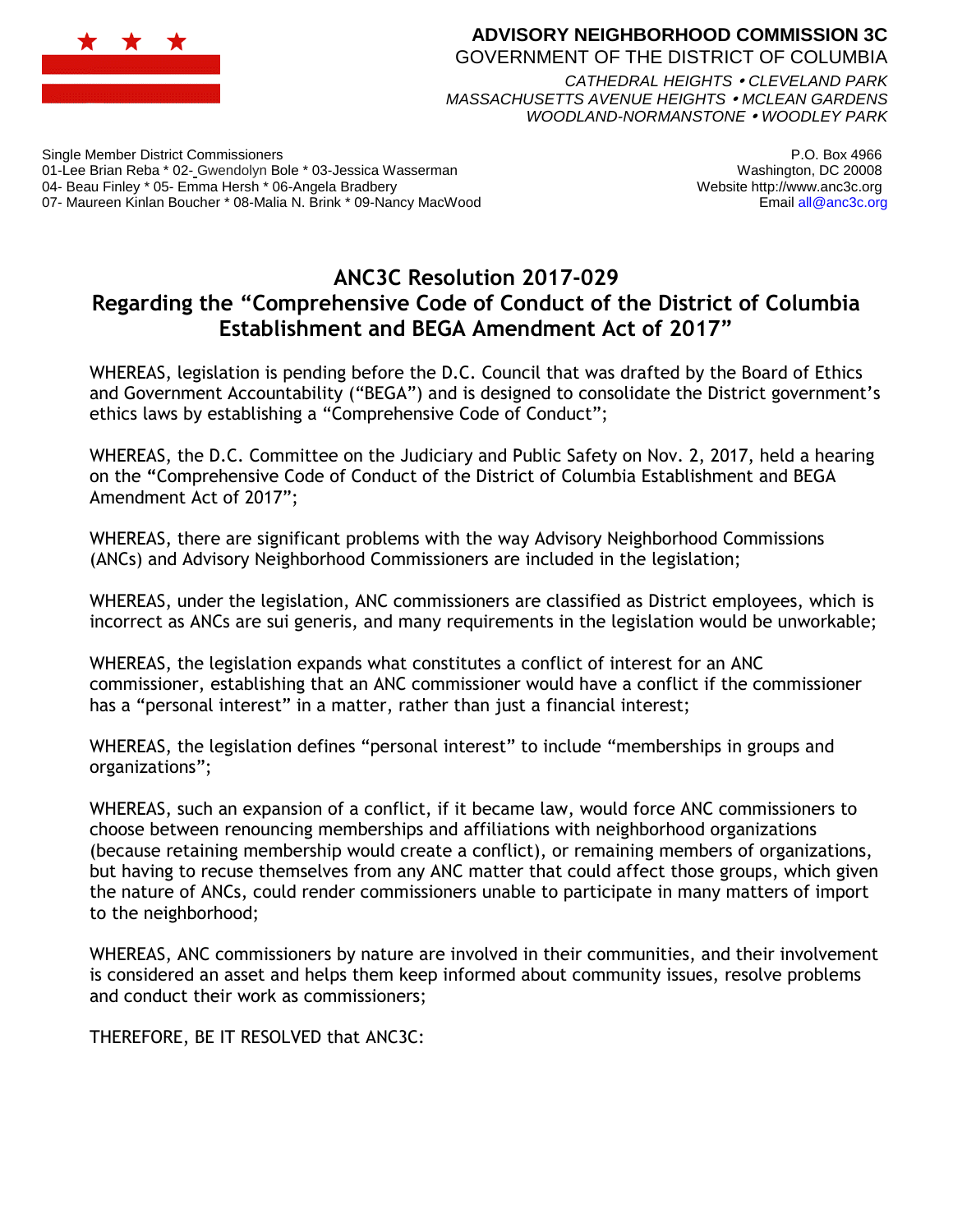**ADVISORY NEIGHBORHOOD COMMISSION 3C**
GOVERNMENT OF THE DISTRICT OF COLUMBIA
*CATHEDRAL HEIGHTS • CLEVELAND PARK*
*MASSACHUSETTS AVENUE HEIGHTS • MCLEAN GARDENS*
*WOODLAND-NORMANSTONE • WOODLEY PARK*

Single Member District Commissioners
01-Lee Brian Reba * 02- Gwendolyn Bole * 03-Jessica Wasserman
04- Beau Finley * 05- Emma Hersh * 06-Angela Bradbery
07- Maureen Kinlan Boucher * 08-Malia N. Brink * 09-Nancy MacWood

P.O. Box 4966
Washington, DC 20008
Website http://www.anc3c.org
Email all@anc3c.org

# ANC3C Resolution 2017-029
## Regarding the "Comprehensive Code of Conduct of the District of Columbia Establishment and BEGA Amendment Act of 2017"

WHEREAS, legislation is pending before the D.C. Council that was drafted by the Board of Ethics and Government Accountability ("BEGA") and is designed to consolidate the District government's ethics laws by establishing a "Comprehensive Code of Conduct";

WHEREAS, the D.C. Committee on the Judiciary and Public Safety on Nov. 2, 2017, held a hearing on the "Comprehensive Code of Conduct of the District of Columbia Establishment and BEGA Amendment Act of 2017";

WHEREAS, there are significant problems with the way Advisory Neighborhood Commissions (ANCs) and Advisory Neighborhood Commissioners are included in the legislation;

WHEREAS, under the legislation, ANC commissioners are classified as District employees, which is incorrect as ANCs are sui generis, and many requirements in the legislation would be unworkable;

WHEREAS, the legislation expands what constitutes a conflict of interest for an ANC commissioner, establishing that an ANC commissioner would have a conflict if the commissioner has a "personal interest" in a matter, rather than just a financial interest;

WHEREAS, the legislation defines "personal interest" to include "memberships in groups and organizations";

WHEREAS, such an expansion of a conflict, if it became law, would force ANC commissioners to choose between renouncing memberships and affiliations with neighborhood organizations (because retaining membership would create a conflict), or remaining members of organizations, but having to recuse themselves from any ANC matter that could affect those groups, which given the nature of ANCs, could render commissioners unable to participate in many matters of import to the neighborhood;

WHEREAS, ANC commissioners by nature are involved in their communities, and their involvement is considered an asset and helps them keep informed about community issues, resolve problems and conduct their work as commissioners;

THEREFORE, BE IT RESOLVED that ANC3C: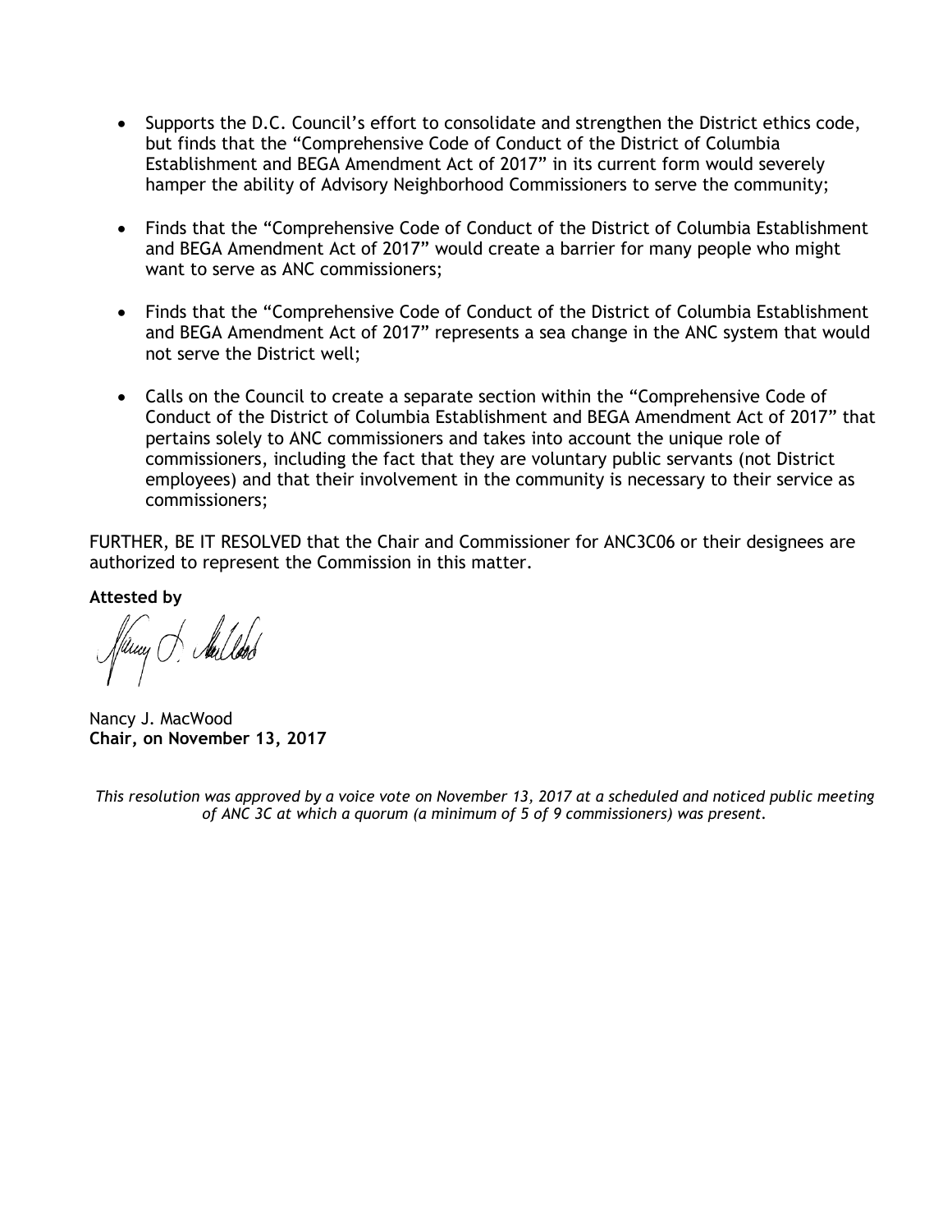- Supports the D.C. Council's effort to consolidate and strengthen the District ethics code, but finds that the "Comprehensive Code of Conduct of the District of Columbia Establishment and BEGA Amendment Act of 2017" in its current form would severely hamper the ability of Advisory Neighborhood Commissioners to serve the community;

- Finds that the "Comprehensive Code of Conduct of the District of Columbia Establishment and BEGA Amendment Act of 2017" would create a barrier for many people who might want to serve as ANC commissioners;

- Finds that the "Comprehensive Code of Conduct of the District of Columbia Establishment and BEGA Amendment Act of 2017" represents a sea change in the ANC system that would not serve the District well;

- Calls on the Council to create a separate section within the "Comprehensive Code of Conduct of the District of Columbia Establishment and BEGA Amendment Act of 2017" that pertains solely to ANC commissioners and takes into account the unique role of commissioners, including the fact that they are voluntary public servants (not District employees) and that their involvement in the community is necessary to their service as commissioners;

FURTHER, BE IT RESOLVED that the Chair and Commissioner for ANC3C06 or their designees are authorized to represent the Commission in this matter.

**Attested by**

Nancy J. MacWood
**Chair, on November 13, 2017**

*This resolution was approved by a voice vote on November 13, 2017 at a scheduled and noticed public meeting of ANC 3C at which a quorum (a minimum of 5 of 9 commissioners) was present.*